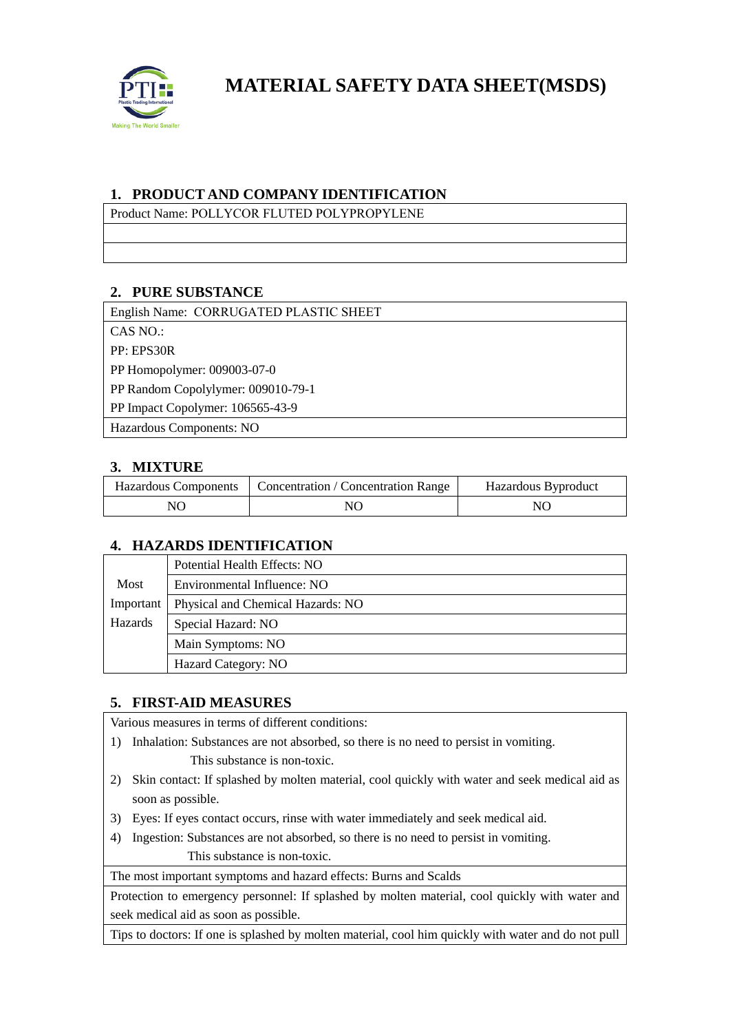# MATERIAL SAFETY DATA SHEET(MSDS)

## 1. PRODUCT AND COMPANY IDENTIFICATION

| Product Name: POLLYCOR FLUTED POLYPROPYLENE |
|---|
| |
| |

## 2. PURE SUBSTANCE

| English Name: CORRUGATED PLASTIC SHEET |
|---|
| CAS NO.: |
| PP: EPS30R |
| PP Homopolymer: 009003-07-0 |
| PP Random Copolymer: 009010-79-1 |
| PP Impact Copolymer: 106565-43-9 |
| Hazardous Components: NO |

## 3. MIXTURE

| Hazardous Components | Concentration / Concentration Range | Hazardous Byproduct |
|---|---|---|
| NO | NO | NO |

## 4. HAZARDS IDENTIFICATION

| Most Important Hazards | Potential Health Effects: NO |
|---|---|
| | Environmental Influence: NO |
| | Physical and Chemical Hazards: NO |
| | Special Hazard: NO |
| | Main Symptoms: NO |
| | Hazard Category: NO |

## 5. FIRST-AID MEASURES

Various measures in terms of different conditions:

1) Inhalation: Substances are not absorbed, so there is no need to persist in vomiting.
   This substance is non-toxic.
2) Skin contact: If splashed by molten material, cool quickly with water and seek medical aid as soon as possible.
3) Eyes: If eyes contact occurs, rinse with water immediately and seek medical aid.
4) Ingestion: Substances are not absorbed, so there is no need to persist in vomiting.
   This substance is non-toxic.

The most important symptoms and hazard effects: Burns and Scalds

Protection to emergency personnel: If splashed by molten material, cool quickly with water and seek medical aid as soon as possible.

Tips to doctors: If one is splashed by molten material, cool him quickly with water and do not pull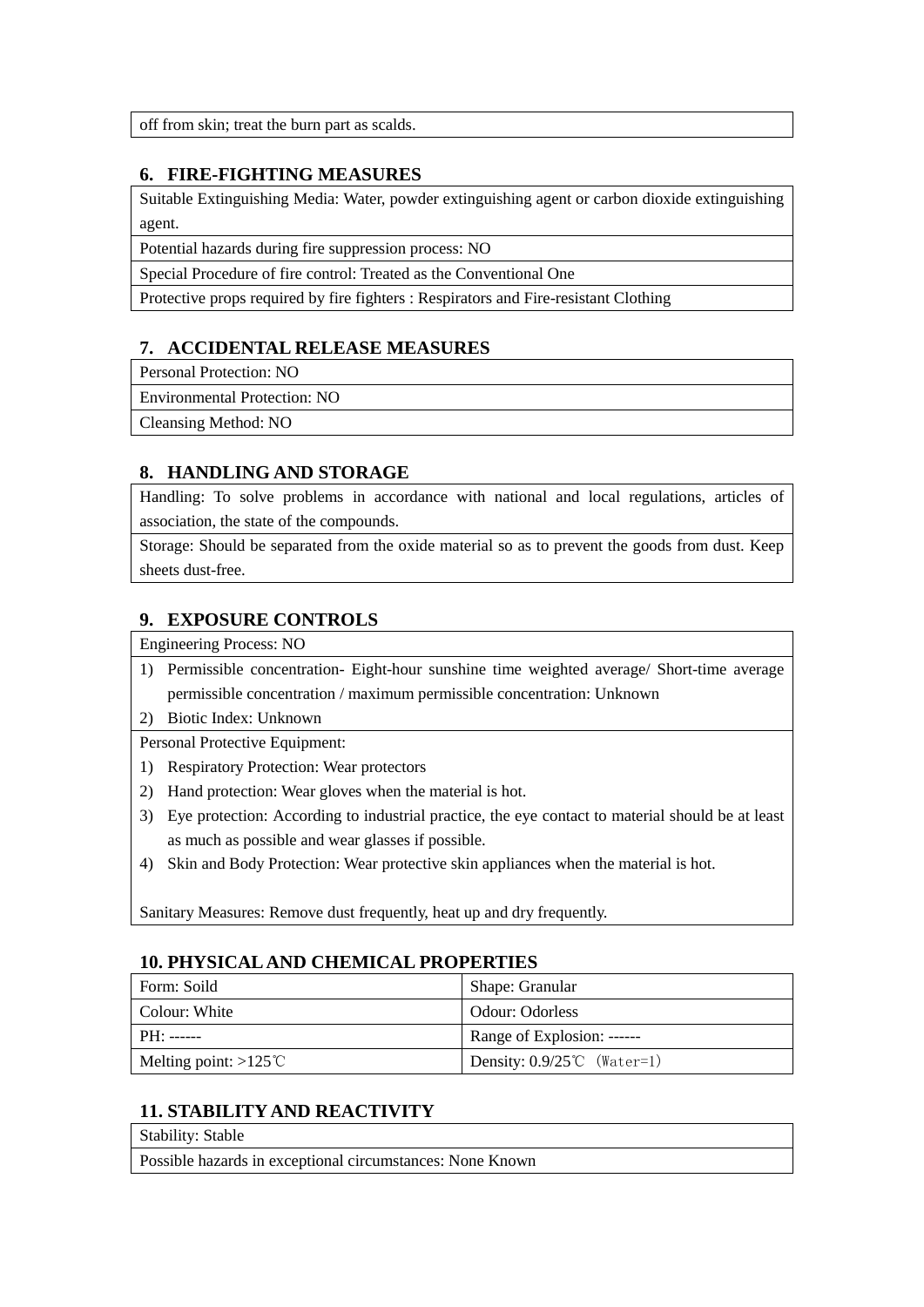off from skin; treat the burn part as scalds.

## 6. FIRE-FIGHTING MEASURES

| Suitable Extinguishing Media: Water, powder extinguishing agent or carbon dioxide extinguishing agent. |
|---|
| Potential hazards during fire suppression process: NO |
| Special Procedure of fire control: Treated as the Conventional One |
| Protective props required by fire fighters : Respirators and Fire-resistant Clothing |

## 7. ACCIDENTAL RELEASE MEASURES

| Personal Protection: NO |
|---|
| Environmental Protection: NO |
| Cleansing Method: NO |

## 8. HANDLING AND STORAGE

| Handling: To solve problems in accordance with national and local regulations, articles of association, the state of the compounds. |
|---|
| Storage: Should be separated from the oxide material so as to prevent the goods from dust. Keep sheets dust-free. |

## 9. EXPOSURE CONTROLS

Engineering Process: NO

1) Permissible concentration- Eight-hour sunshine time weighted average/ Short-time average permissible concentration / maximum permissible concentration: Unknown
2) Biotic Index: Unknown

Personal Protective Equipment:

1) Respiratory Protection: Wear protectors
2) Hand protection: Wear gloves when the material is hot.
3) Eye protection: According to industrial practice, the eye contact to material should be at least as much as possible and wear glasses if possible.
4) Skin and Body Protection: Wear protective skin appliances when the material is hot.

Sanitary Measures: Remove dust frequently, heat up and dry frequently.

## 10. PHYSICAL AND CHEMICAL PROPERTIES

| Form: Soild | Shape: Granular |
|---|---|
| Colour: White | Odour: Odorless |
| PH: ------ | Range of Explosion: ------ |
| Melting point: >125℃ | Density: 0.9/25℃ （Water=1） |

## 11. STABILITY AND REACTIVITY

| Stability: Stable |
|---|
| Possible hazards in exceptional circumstances: None Known |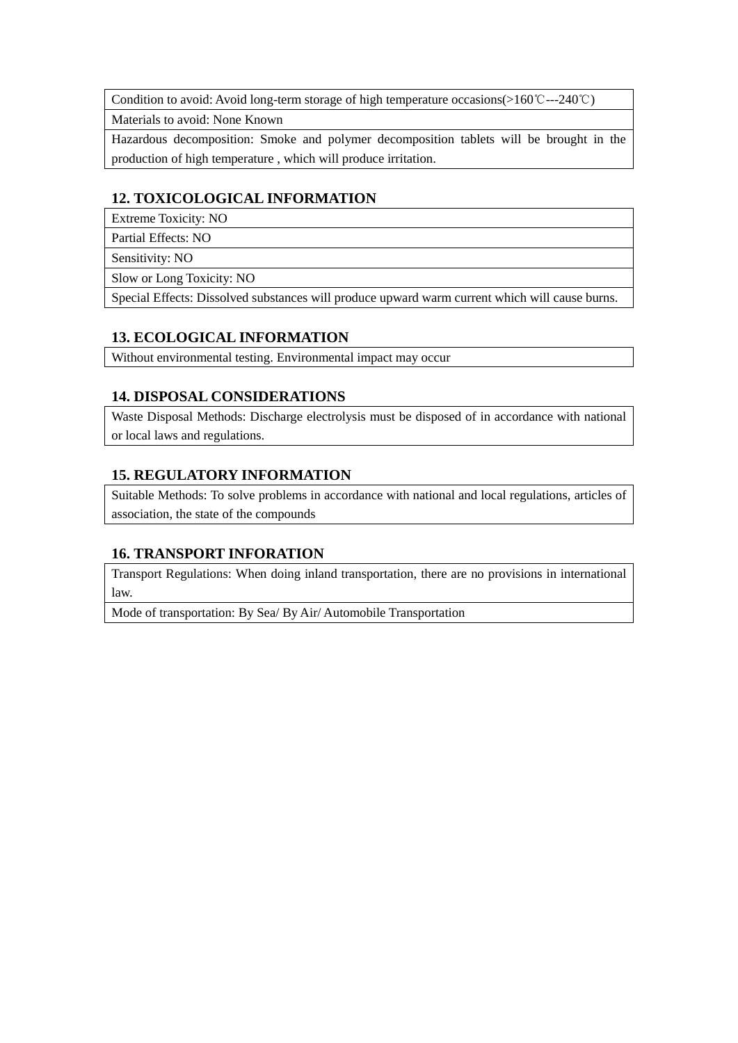| |
|---|
| Condition to avoid: Avoid long-term storage of high temperature occasions(>160℃---240℃) |
| Materials to avoid: None Known |
| Hazardous decomposition: Smoke and polymer decomposition tablets will be brought in the production of high temperature , which will produce irritation. |

## 12. TOXICOLOGICAL INFORMATION

| |
|---|
| Extreme Toxicity: NO |
| Partial Effects: NO |
| Sensitivity: NO |
| Slow or Long Toxicity: NO |
| Special Effects: Dissolved substances will produce upward warm current which will cause burns. |

## 13. ECOLOGICAL INFORMATION

| |
|---|
| Without environmental testing. Environmental impact may occur |

## 14. DISPOSAL CONSIDERATIONS

| |
|---|
| Waste Disposal Methods: Discharge electrolysis must be disposed of in accordance with national or local laws and regulations. |

## 15. REGULATORY INFORMATION

| |
|---|
| Suitable Methods: To solve problems in accordance with national and local regulations, articles of association, the state of the compounds |

## 16. TRANSPORT INFORATION

| |
|---|
| Transport Regulations: When doing inland transportation, there are no provisions in international law. |
| Mode of transportation: By Sea/ By Air/ Automobile Transportation |